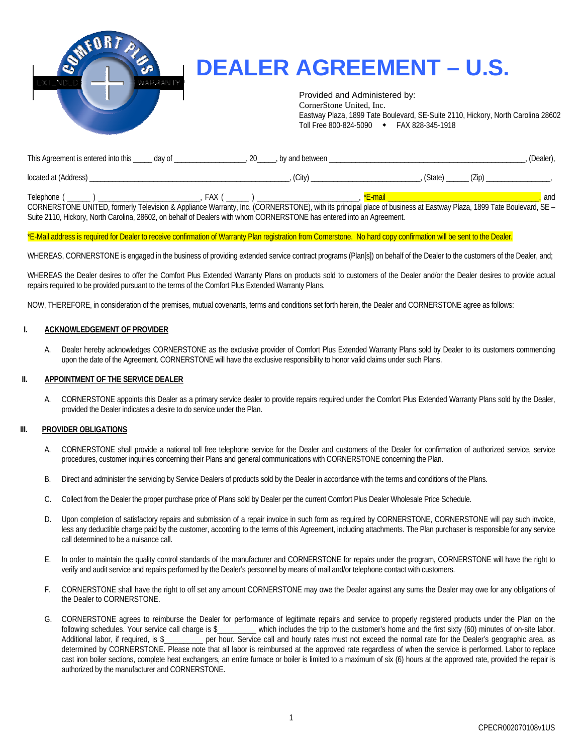# DEALER AGREEMENT – U.S.

Provided and Administered by:
CornerStone United, Inc.
Eastway Plaza, 1899 Tate Boulevard, SE-Suite 2110, Hickory, North Carolina 28602
Toll Free 800-824-5090 ◆ FAX 828-345-1918

This Agreement is entered into this _____ day of __________________, 20____, by and between ____________________________________________________, (Dealer), located at (Address) ____________________________________________________, (City) ____________________________, (State) ______ (Zip) ________________,

Telephone ( ______ ) _________________________, FAX ( ______ ) _________________________, *E-mail _____________________________________, and CORNERSTONE UNITED, formerly Television & Appliance Warranty, Inc. (CORNERSTONE), with its principal place of business at Eastway Plaza, 1899 Tate Boulevard, SE – Suite 2110, Hickory, North Carolina, 28602, on behalf of Dealers with whom CORNERSTONE has entered into an Agreement.

*E-Mail address is required for Dealer to receive confirmation of Warranty Plan registration from Cornerstone. No hard copy confirmation will be sent to the Dealer.

WHEREAS, CORNERSTONE is engaged in the business of providing extended service contract programs (Plan[s]) on behalf of the Dealer to the customers of the Dealer, and;

WHEREAS the Dealer desires to offer the Comfort Plus Extended Warranty Plans on products sold to customers of the Dealer and/or the Dealer desires to provide actual repairs required to be provided pursuant to the terms of the Comfort Plus Extended Warranty Plans.

NOW, THEREFORE, in consideration of the premises, mutual covenants, terms and conditions set forth herein, the Dealer and CORNERSTONE agree as follows:

## I. ACKNOWLEDGEMENT OF PROVIDER

A. Dealer hereby acknowledges CORNERSTONE as the exclusive provider of Comfort Plus Extended Warranty Plans sold by Dealer to its customers commencing upon the date of the Agreement. CORNERSTONE will have the exclusive responsibility to honor valid claims under such Plans.

## II. APPOINTMENT OF THE SERVICE DEALER

A. CORNERSTONE appoints this Dealer as a primary service dealer to provide repairs required under the Comfort Plus Extended Warranty Plans sold by the Dealer, provided the Dealer indicates a desire to do service under the Plan.

## III. PROVIDER OBLIGATIONS

A. CORNERSTONE shall provide a national toll free telephone service for the Dealer and customers of the Dealer for confirmation of authorized service, service procedures, customer inquiries concerning their Plans and general communications with CORNERSTONE concerning the Plan.

B. Direct and administer the servicing by Service Dealers of products sold by the Dealer in accordance with the terms and conditions of the Plans.

C. Collect from the Dealer the proper purchase price of Plans sold by Dealer per the current Comfort Plus Dealer Wholesale Price Schedule.

D. Upon completion of satisfactory repairs and submission of a repair invoice in such form as required by CORNERSTONE, CORNERSTONE will pay such invoice, less any deductible charge paid by the customer, according to the terms of this Agreement, including attachments. The Plan purchaser is responsible for any service call determined to be a nuisance call.

E. In order to maintain the quality control standards of the manufacturer and CORNERSTONE for repairs under the program, CORNERSTONE will have the right to verify and audit service and repairs performed by the Dealer's personnel by means of mail and/or telephone contact with customers.

F. CORNERSTONE shall have the right to off set any amount CORNERSTONE may owe the Dealer against any sums the Dealer may owe for any obligations of the Dealer to CORNERSTONE.

G. CORNERSTONE agrees to reimburse the Dealer for performance of legitimate repairs and service to properly registered products under the Plan on the following schedules. Your service call charge is $_________ which includes the trip to the customer's home and the first sixty (60) minutes of on-site labor. Additional labor, if required, is $_________ per hour. Service call and hourly rates must not exceed the normal rate for the Dealer's geographic area, as determined by CORNERSTONE. Please note that all labor is reimbursed at the approved rate regardless of when the service is performed. Labor to replace cast iron boiler sections, complete heat exchangers, an entire furnace or boiler is limited to a maximum of six (6) hours at the approved rate, provided the repair is authorized by the manufacturer and CORNERSTONE.

CPECR002070108v1US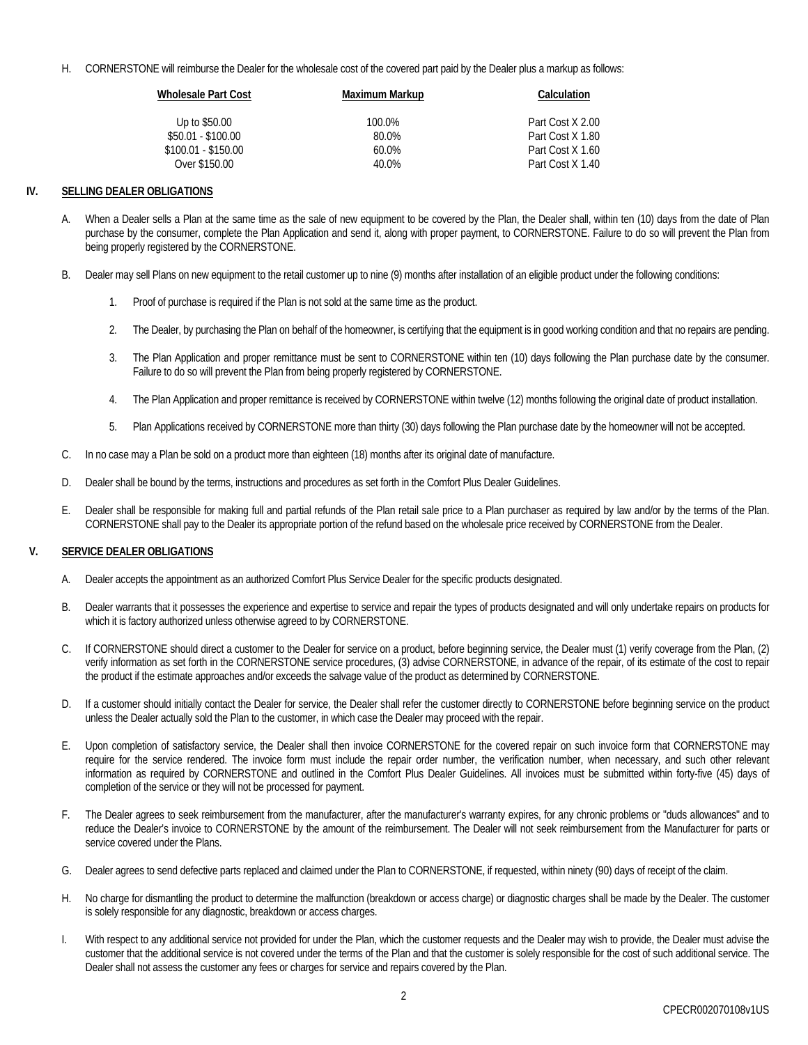H. CORNERSTONE will reimburse the Dealer for the wholesale cost of the covered part paid by the Dealer plus a markup as follows:

| Wholesale Part Cost | Maximum Markup | Calculation |
|---|---|---|
| Up to $50.00 | 100.0% | Part Cost X 2.00 |
| $50.01 - $100.00 | 80.0% | Part Cost X 1.80 |
| $100.01 - $150.00 | 60.0% | Part Cost X 1.60 |
| Over $150.00 | 40.0% | Part Cost X 1.40 |

## IV. SELLING DEALER OBLIGATIONS

A. When a Dealer sells a Plan at the same time as the sale of new equipment to be covered by the Plan, the Dealer shall, within ten (10) days from the date of Plan purchase by the consumer, complete the Plan Application and send it, along with proper payment, to CORNERSTONE. Failure to do so will prevent the Plan from being properly registered by the CORNERSTONE.

B. Dealer may sell Plans on new equipment to the retail customer up to nine (9) months after installation of an eligible product under the following conditions:

1. Proof of purchase is required if the Plan is not sold at the same time as the product.

2. The Dealer, by purchasing the Plan on behalf of the homeowner, is certifying that the equipment is in good working condition and that no repairs are pending.

3. The Plan Application and proper remittance must be sent to CORNERSTONE within ten (10) days following the Plan purchase date by the consumer. Failure to do so will prevent the Plan from being properly registered by CORNERSTONE.

4. The Plan Application and proper remittance is received by CORNERSTONE within twelve (12) months following the original date of product installation.

5. Plan Applications received by CORNERSTONE more than thirty (30) days following the Plan purchase date by the homeowner will not be accepted.

C. In no case may a Plan be sold on a product more than eighteen (18) months after its original date of manufacture.

D. Dealer shall be bound by the terms, instructions and procedures as set forth in the Comfort Plus Dealer Guidelines.

E. Dealer shall be responsible for making full and partial refunds of the Plan retail sale price to a Plan purchaser as required by law and/or by the terms of the Plan. CORNERSTONE shall pay to the Dealer its appropriate portion of the refund based on the wholesale price received by CORNERSTONE from the Dealer.

## V. SERVICE DEALER OBLIGATIONS

A. Dealer accepts the appointment as an authorized Comfort Plus Service Dealer for the specific products designated.

B. Dealer warrants that it possesses the experience and expertise to service and repair the types of products designated and will only undertake repairs on products for which it is factory authorized unless otherwise agreed to by CORNERSTONE.

C. If CORNERSTONE should direct a customer to the Dealer for service on a product, before beginning service, the Dealer must (1) verify coverage from the Plan, (2) verify information as set forth in the CORNERSTONE service procedures, (3) advise CORNERSTONE, in advance of the repair, of its estimate of the cost to repair the product if the estimate approaches and/or exceeds the salvage value of the product as determined by CORNERSTONE.

D. If a customer should initially contact the Dealer for service, the Dealer shall refer the customer directly to CORNERSTONE before beginning service on the product unless the Dealer actually sold the Plan to the customer, in which case the Dealer may proceed with the repair.

E. Upon completion of satisfactory service, the Dealer shall then invoice CORNERSTONE for the covered repair on such invoice form that CORNERSTONE may require for the service rendered. The invoice form must include the repair order number, the verification number, when necessary, and such other relevant information as required by CORNERSTONE and outlined in the Comfort Plus Dealer Guidelines. All invoices must be submitted within forty-five (45) days of completion of the service or they will not be processed for payment.

F. The Dealer agrees to seek reimbursement from the manufacturer, after the manufacturer's warranty expires, for any chronic problems or "duds allowances" and to reduce the Dealer's invoice to CORNERSTONE by the amount of the reimbursement. The Dealer will not seek reimbursement from the Manufacturer for parts or service covered under the Plans.

G. Dealer agrees to send defective parts replaced and claimed under the Plan to CORNERSTONE, if requested, within ninety (90) days of receipt of the claim.

H. No charge for dismantling the product to determine the malfunction (breakdown or access charge) or diagnostic charges shall be made by the Dealer. The customer is solely responsible for any diagnostic, breakdown or access charges.

I. With respect to any additional service not provided for under the Plan, which the customer requests and the Dealer may wish to provide, the Dealer must advise the customer that the additional service is not covered under the terms of the Plan and that the customer is solely responsible for the cost of such additional service. The Dealer shall not assess the customer any fees or charges for service and repairs covered by the Plan.

CPECR002070108v1US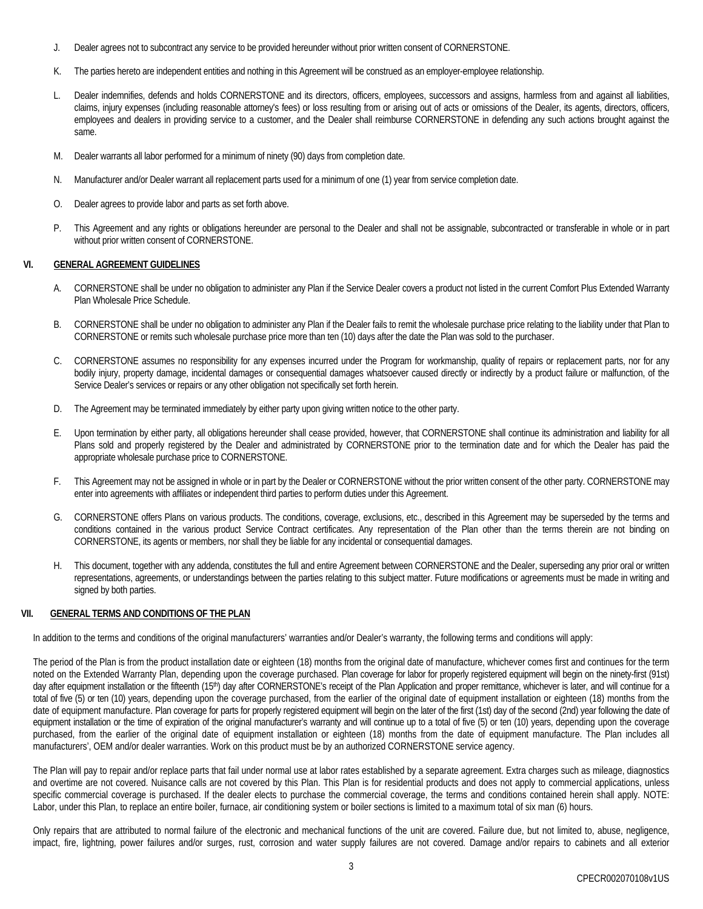J. Dealer agrees not to subcontract any service to be provided hereunder without prior written consent of CORNERSTONE.

K. The parties hereto are independent entities and nothing in this Agreement will be construed as an employer-employee relationship.

L. Dealer indemnifies, defends and holds CORNERSTONE and its directors, officers, employees, successors and assigns, harmless from and against all liabilities, claims, injury expenses (including reasonable attorney's fees) or loss resulting from or arising out of acts or omissions of the Dealer, its agents, directors, officers, employees and dealers in providing service to a customer, and the Dealer shall reimburse CORNERSTONE in defending any such actions brought against the same.

M. Dealer warrants all labor performed for a minimum of ninety (90) days from completion date.

N. Manufacturer and/or Dealer warrant all replacement parts used for a minimum of one (1) year from service completion date.

O. Dealer agrees to provide labor and parts as set forth above.

P. This Agreement and any rights or obligations hereunder are personal to the Dealer and shall not be assignable, subcontracted or transferable in whole or in part without prior written consent of CORNERSTONE.

## VI. GENERAL AGREEMENT GUIDELINES

A. CORNERSTONE shall be under no obligation to administer any Plan if the Service Dealer covers a product not listed in the current Comfort Plus Extended Warranty Plan Wholesale Price Schedule.

B. CORNERSTONE shall be under no obligation to administer any Plan if the Dealer fails to remit the wholesale purchase price relating to the liability under that Plan to CORNERSTONE or remits such wholesale purchase price more than ten (10) days after the date the Plan was sold to the purchaser.

C. CORNERSTONE assumes no responsibility for any expenses incurred under the Program for workmanship, quality of repairs or replacement parts, nor for any bodily injury, property damage, incidental damages or consequential damages whatsoever caused directly or indirectly by a product failure or malfunction, of the Service Dealer's services or repairs or any other obligation not specifically set forth herein.

D. The Agreement may be terminated immediately by either party upon giving written notice to the other party.

E. Upon termination by either party, all obligations hereunder shall cease provided, however, that CORNERSTONE shall continue its administration and liability for all Plans sold and properly registered by the Dealer and administrated by CORNERSTONE prior to the termination date and for which the Dealer has paid the appropriate wholesale purchase price to CORNERSTONE.

F. This Agreement may not be assigned in whole or in part by the Dealer or CORNERSTONE without the prior written consent of the other party. CORNERSTONE may enter into agreements with affiliates or independent third parties to perform duties under this Agreement.

G. CORNERSTONE offers Plans on various products. The conditions, coverage, exclusions, etc., described in this Agreement may be superseded by the terms and conditions contained in the various product Service Contract certificates. Any representation of the Plan other than the terms therein are not binding on CORNERSTONE, its agents or members, nor shall they be liable for any incidental or consequential damages.

H. This document, together with any addenda, constitutes the full and entire Agreement between CORNERSTONE and the Dealer, superseding any prior oral or written representations, agreements, or understandings between the parties relating to this subject matter. Future modifications or agreements must be made in writing and signed by both parties.

## VII. GENERAL TERMS AND CONDITIONS OF THE PLAN

In addition to the terms and conditions of the original manufacturers' warranties and/or Dealer's warranty, the following terms and conditions will apply:

The period of the Plan is from the product installation date or eighteen (18) months from the original date of manufacture, whichever comes first and continues for the term noted on the Extended Warranty Plan, depending upon the coverage purchased. Plan coverage for labor for properly registered equipment will begin on the ninety-first (91st) day after equipment installation or the fifteenth (15th) day after CORNERSTONE's receipt of the Plan Application and proper remittance, whichever is later, and will continue for a total of five (5) or ten (10) years, depending upon the coverage purchased, from the earlier of the original date of equipment installation or eighteen (18) months from the date of equipment manufacture. Plan coverage for parts for properly registered equipment will begin on the later of the first (1st) day of the second (2nd) year following the date of equipment installation or the time of expiration of the original manufacturer's warranty and will continue up to a total of five (5) or ten (10) years, depending upon the coverage purchased, from the earlier of the original date of equipment installation or eighteen (18) months from the date of equipment manufacture. The Plan includes all manufacturers', OEM and/or dealer warranties. Work on this product must be by an authorized CORNERSTONE service agency.

The Plan will pay to repair and/or replace parts that fail under normal use at labor rates established by a separate agreement. Extra charges such as mileage, diagnostics and overtime are not covered. Nuisance calls are not covered by this Plan. This Plan is for residential products and does not apply to commercial applications, unless specific commercial coverage is purchased. If the dealer elects to purchase the commercial coverage, the terms and conditions contained herein shall apply. NOTE: Labor, under this Plan, to replace an entire boiler, furnace, air conditioning system or boiler sections is limited to a maximum total of six man (6) hours.

Only repairs that are attributed to normal failure of the electronic and mechanical functions of the unit are covered. Failure due, but not limited to, abuse, negligence, impact, fire, lightning, power failures and/or surges, rust, corrosion and water supply failures are not covered. Damage and/or repairs to cabinets and all exterior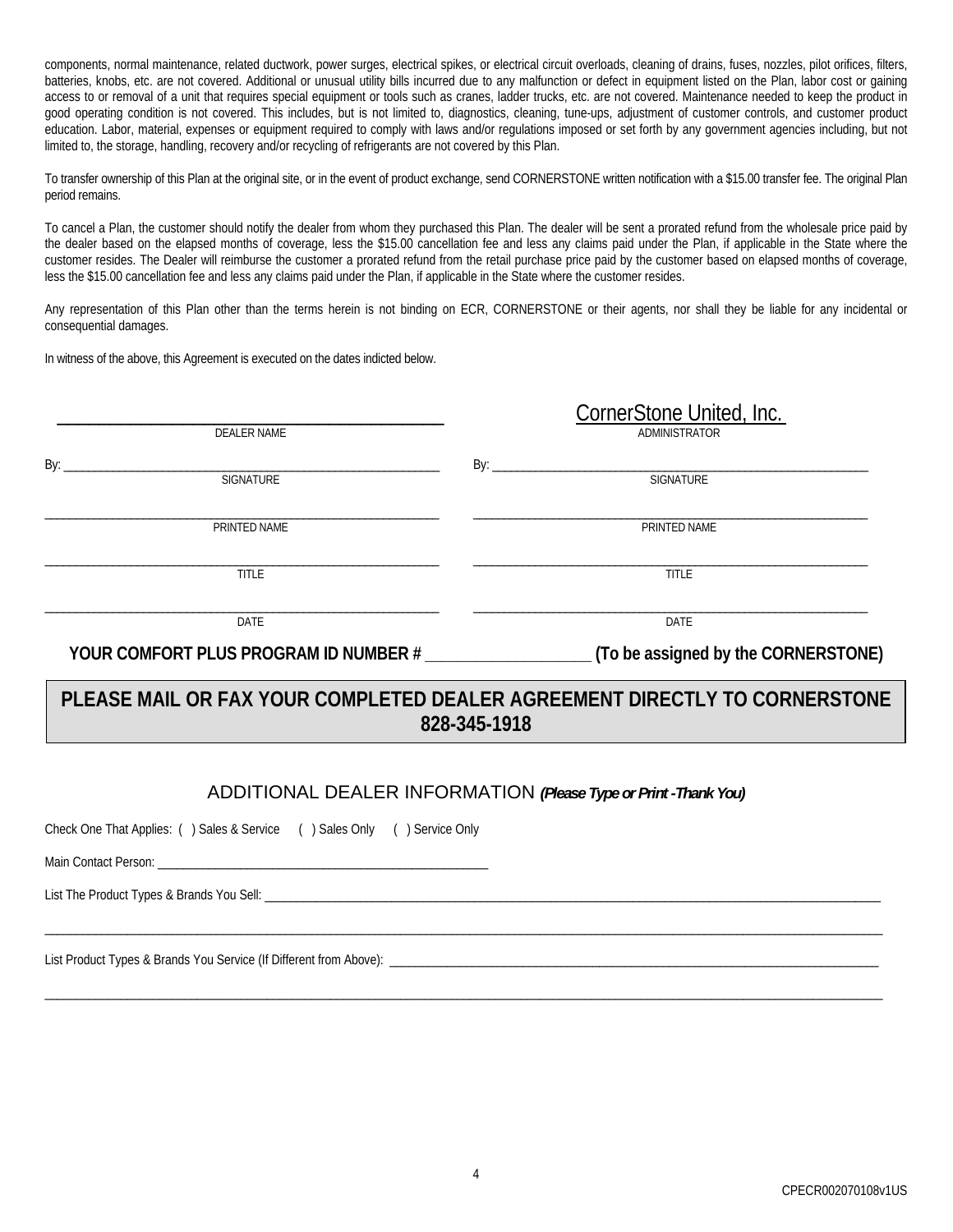components, normal maintenance, related ductwork, power surges, electrical spikes, or electrical circuit overloads, cleaning of drains, fuses, nozzles, pilot orifices, filters, batteries, knobs, etc. are not covered. Additional or unusual utility bills incurred due to any malfunction or defect in equipment listed on the Plan, labor cost or gaining access to or removal of a unit that requires special equipment or tools such as cranes, ladder trucks, etc. are not covered. Maintenance needed to keep the product in good operating condition is not covered. This includes, but is not limited to, diagnostics, cleaning, tune-ups, adjustment of customer controls, and customer product education. Labor, material, expenses or equipment required to comply with laws and/or regulations imposed or set forth by any government agencies including, but not limited to, the storage, handling, recovery and/or recycling of refrigerants are not covered by this Plan.

To transfer ownership of this Plan at the original site, or in the event of product exchange, send CORNERSTONE written notification with a $15.00 transfer fee. The original Plan period remains.

To cancel a Plan, the customer should notify the dealer from whom they purchased this Plan. The dealer will be sent a prorated refund from the wholesale price paid by the dealer based on the elapsed months of coverage, less the $15.00 cancellation fee and less any claims paid under the Plan, if applicable in the State where the customer resides. The Dealer will reimburse the customer a prorated refund from the retail purchase price paid by the customer based on elapsed months of coverage, less the $15.00 cancellation fee and less any claims paid under the Plan, if applicable in the State where the customer resides.

Any representation of this Plan other than the terms herein is not binding on ECR, CORNERSTONE or their agents, nor shall they be liable for any incidental or consequential damages.

In witness of the above, this Agreement is executed on the dates indicted below.

| | |
|---|---|
| ______________________________ | CornerStone United, Inc. |
| DEALER NAME | ADMINISTRATOR |
| By: ______________________________ | By: ______________________________ |
| SIGNATURE | SIGNATURE |
| ______________________________ | ______________________________ |
| PRINTED NAME | PRINTED NAME |
| ______________________________ | ______________________________ |
| TITLE | TITLE |
| ______________________________ | ______________________________ |
| DATE | DATE |

**YOUR COMFORT PLUS PROGRAM ID NUMBER # ____________________ (To be assigned by the CORNERSTONE)**

**PLEASE MAIL OR FAX YOUR COMPLETED DEALER AGREEMENT DIRECTLY TO CORNERSTONE 828-345-1918**

## ADDITIONAL DEALER INFORMATION ***(Please Type or Print -Thank You)***

Check One That Applies: ( ) Sales & Service ( ) Sales Only ( ) Service Only

Main Contact Person: ______________________________________________

List The Product Types & Brands You Sell: ______________________________________________

______________________________________________

List Product Types & Brands You Service (If Different from Above): ______________________________________________

______________________________________________

CPECR002070108v1US